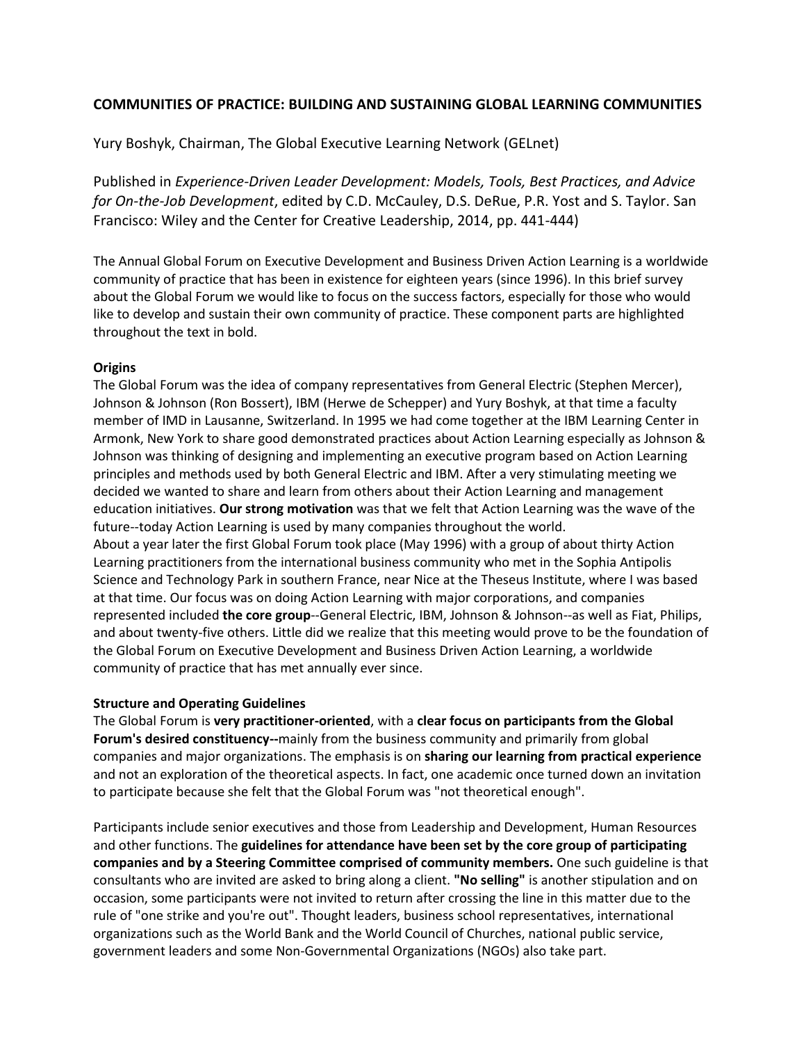# COMMUNITIES OF PRACTICE: BUILDING AND SUSTAINING GLOBAL LEARNING COMMUNITIES

Yury Boshyk, Chairman, The Global Executive Learning Network (GELnet)

Published in *Experience-Driven Leader Development: Models, Tools, Best Practices, and Advice for On-the-Job Development*, edited by C.D. McCauley, D.S. DeRue, P.R. Yost and S. Taylor. San Francisco: Wiley and the Center for Creative Leadership, 2014, pp. 441-444)

The Annual Global Forum on Executive Development and Business Driven Action Learning is a worldwide community of practice that has been in existence for eighteen years (since 1996). In this brief survey about the Global Forum we would like to focus on the success factors, especially for those who would like to develop and sustain their own community of practice. These component parts are highlighted throughout the text in bold.

**Origins**

The Global Forum was the idea of company representatives from General Electric (Stephen Mercer), Johnson & Johnson (Ron Bossert), IBM (Herwe de Schepper) and Yury Boshyk, at that time a faculty member of IMD in Lausanne, Switzerland. In 1995 we had come together at the IBM Learning Center in Armonk, New York to share good demonstrated practices about Action Learning especially as Johnson & Johnson was thinking of designing and implementing an executive program based on Action Learning principles and methods used by both General Electric and IBM. After a very stimulating meeting we decided we wanted to share and learn from others about their Action Learning and management education initiatives. **Our strong motivation** was that we felt that Action Learning was the wave of the future--today Action Learning is used by many companies throughout the world.

About a year later the first Global Forum took place (May 1996) with a group of about thirty Action Learning practitioners from the international business community who met in the Sophia Antipolis Science and Technology Park in southern France, near Nice at the Theseus Institute, where I was based at that time. Our focus was on doing Action Learning with major corporations, and companies represented included **the core group**--General Electric, IBM, Johnson & Johnson--as well as Fiat, Philips, and about twenty-five others. Little did we realize that this meeting would prove to be the foundation of the Global Forum on Executive Development and Business Driven Action Learning, a worldwide community of practice that has met annually ever since.

**Structure and Operating Guidelines**

The Global Forum is **very practitioner-oriented**, with a **clear focus on participants from the Global Forum's desired constituency--**mainly from the business community and primarily from global companies and major organizations. The emphasis is on **sharing our learning from practical experience** and not an exploration of the theoretical aspects. In fact, one academic once turned down an invitation to participate because she felt that the Global Forum was "not theoretical enough".

Participants include senior executives and those from Leadership and Development, Human Resources and other functions. The **guidelines for attendance have been set by the core group of participating companies and by a Steering Committee comprised of community members.** One such guideline is that consultants who are invited are asked to bring along a client. **"No selling"** is another stipulation and on occasion, some participants were not invited to return after crossing the line in this matter due to the rule of "one strike and you're out". Thought leaders, business school representatives, international organizations such as the World Bank and the World Council of Churches, national public service, government leaders and some Non-Governmental Organizations (NGOs) also take part.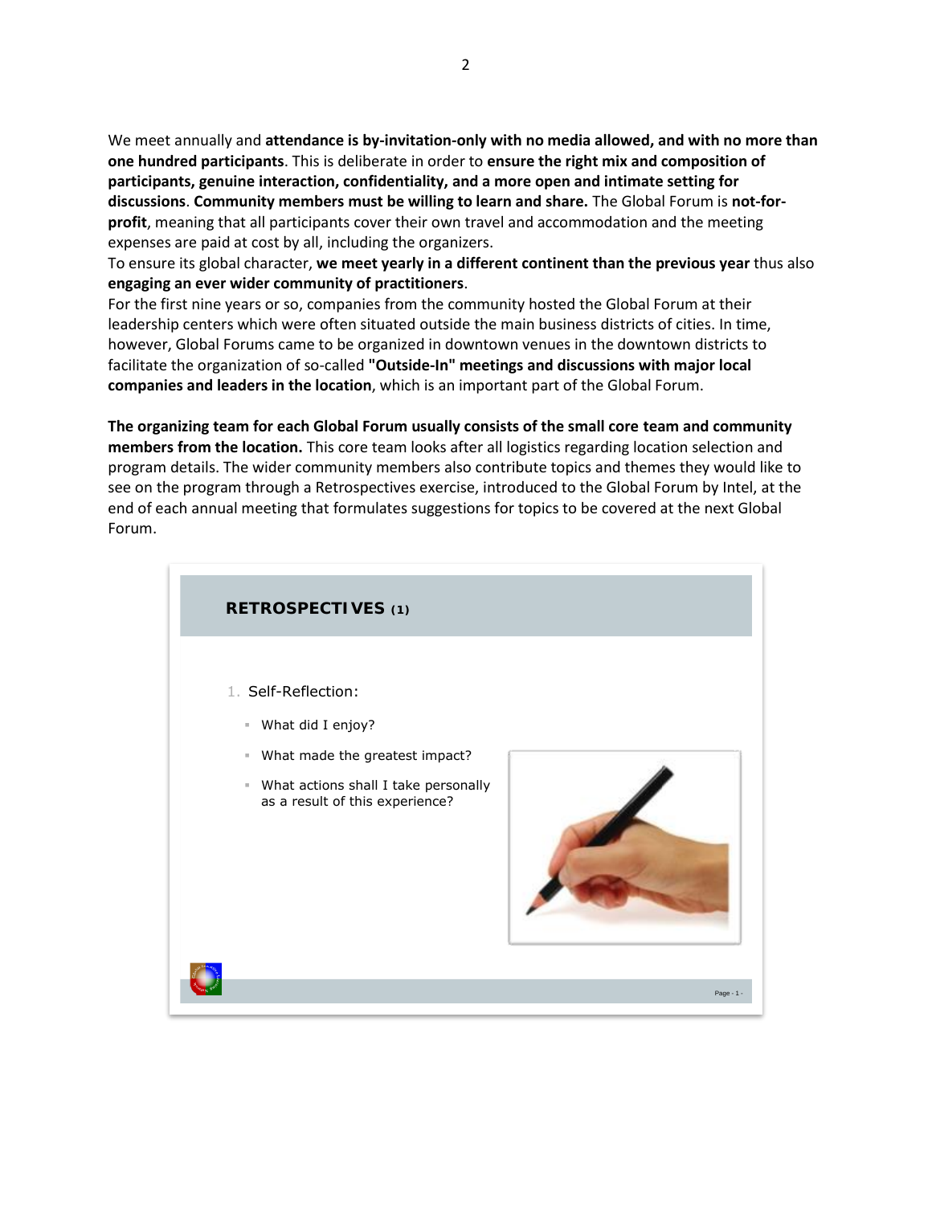We meet annually and **attendance is by-invitation-only with no media allowed, and with no more than one hundred participants**. This is deliberate in order to **ensure the right mix and composition of participants, genuine interaction, confidentiality, and a more open and intimate setting for discussions**. **Community members must be willing to learn and share.** The Global Forum is **not-for-profit**, meaning that all participants cover their own travel and accommodation and the meeting expenses are paid at cost by all, including the organizers.

To ensure its global character, **we meet yearly in a different continent than the previous year** thus also **engaging an ever wider community of practitioners**.

For the first nine years or so, companies from the community hosted the Global Forum at their leadership centers which were often situated outside the main business districts of cities. In time, however, Global Forums came to be organized in downtown venues in the downtown districts to facilitate the organization of so-called **"Outside-In" meetings and discussions with major local companies and leaders in the location**, which is an important part of the Global Forum.

**The organizing team for each Global Forum usually consists of the small core team and community members from the location.** This core team looks after all logistics regarding location selection and program details. The wider community members also contribute topics and themes they would like to see on the program through a Retrospectives exercise, introduced to the Global Forum by Intel, at the end of each annual meeting that formulates suggestions for topics to be covered at the next Global Forum.

**RETROSPECTIVES (1)**

1. Self-Reflection:
   - What did I enjoy?
   - What made the greatest impact?
   - What actions shall I take personally as a result of this experience?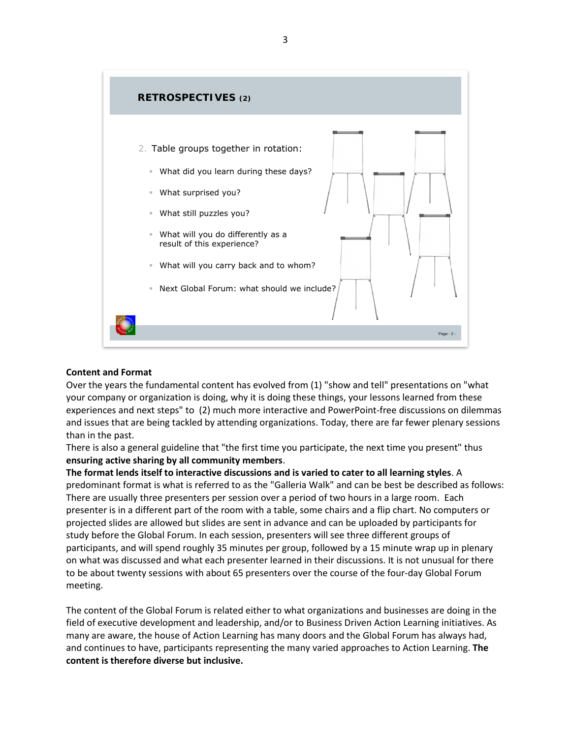**RETROSPECTIVES (2)**

2. Table groups together in rotation:
   - What did you learn during these days?
   - What surprised you?
   - What still puzzles you?
   - What will you do differently as a result of this experience?
   - What will you carry back and to whom?
   - Next Global Forum: what should we include?

**Content and Format**

Over the years the fundamental content has evolved from (1) "show and tell" presentations on "what your company or organization is doing, why it is doing these things, your lessons learned from these experiences and next steps" to (2) much more interactive and PowerPoint-free discussions on dilemmas and issues that are being tackled by attending organizations. Today, there are far fewer plenary sessions than in the past.

There is also a general guideline that "the first time you participate, the next time you present" thus **ensuring active sharing by all community members**.

**The format lends itself to interactive discussions and is varied to cater to all learning styles**. A predominant format is what is referred to as the "Galleria Walk" and can be best be described as follows: There are usually three presenters per session over a period of two hours in a large room. Each presenter is in a different part of the room with a table, some chairs and a flip chart. No computers or projected slides are allowed but slides are sent in advance and can be uploaded by participants for study before the Global Forum. In each session, presenters will see three different groups of participants, and will spend roughly 35 minutes per group, followed by a 15 minute wrap up in plenary on what was discussed and what each presenter learned in their discussions. It is not unusual for there to be about twenty sessions with about 65 presenters over the course of the four-day Global Forum meeting.

The content of the Global Forum is related either to what organizations and businesses are doing in the field of executive development and leadership, and/or to Business Driven Action Learning initiatives. As many are aware, the house of Action Learning has many doors and the Global Forum has always had, and continues to have, participants representing the many varied approaches to Action Learning. **The content is therefore diverse but inclusive.**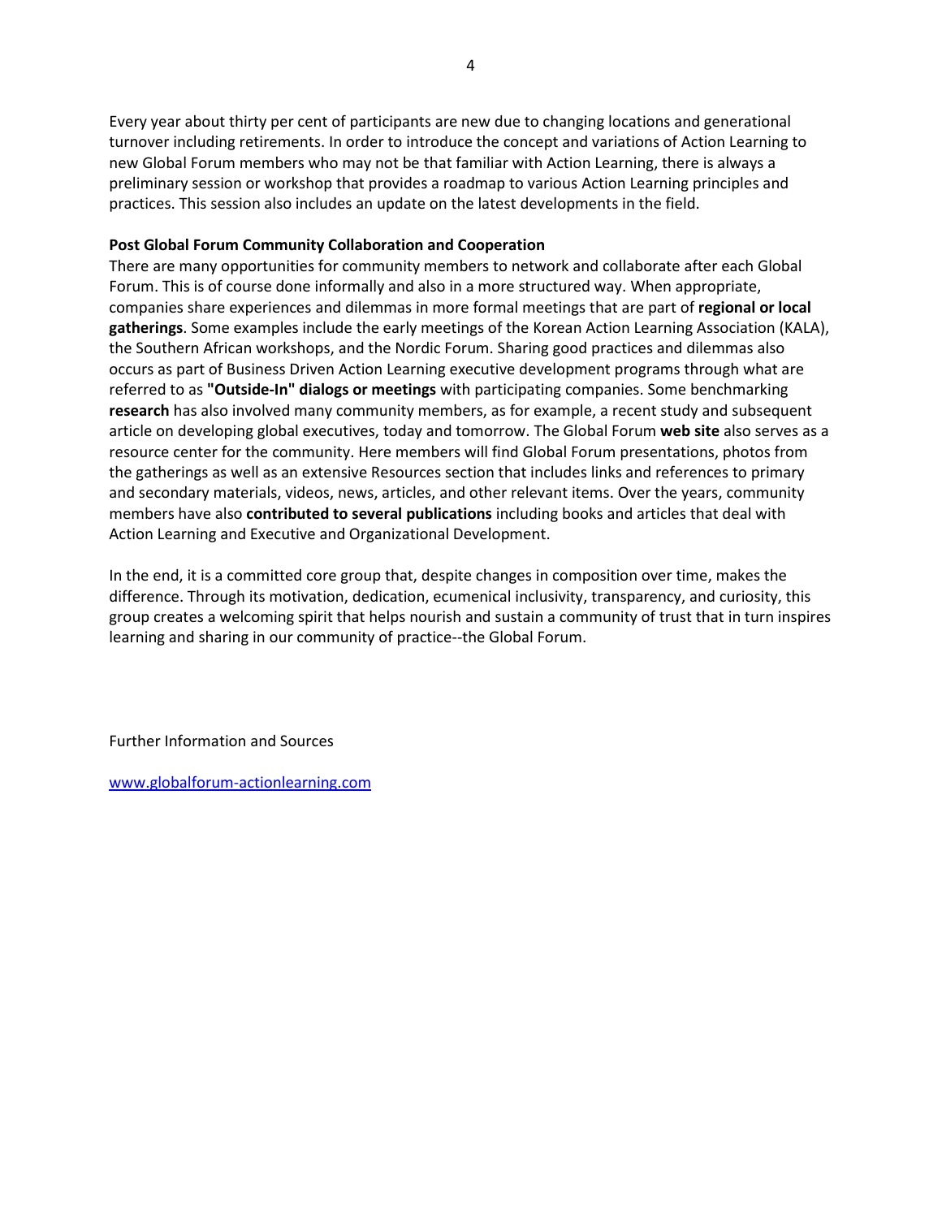Every year about thirty per cent of participants are new due to changing locations and generational turnover including retirements. In order to introduce the concept and variations of Action Learning to new Global Forum members who may not be that familiar with Action Learning, there is always a preliminary session or workshop that provides a roadmap to various Action Learning principles and practices. This session also includes an update on the latest developments in the field.

**Post Global Forum Community Collaboration and Cooperation**

There are many opportunities for community members to network and collaborate after each Global Forum. This is of course done informally and also in a more structured way. When appropriate, companies share experiences and dilemmas in more formal meetings that are part of **regional or local gatherings**. Some examples include the early meetings of the Korean Action Learning Association (KALA), the Southern African workshops, and the Nordic Forum. Sharing good practices and dilemmas also occurs as part of Business Driven Action Learning executive development programs through what are referred to as **"Outside-In" dialogs or meetings** with participating companies. Some benchmarking **research** has also involved many community members, as for example, a recent study and subsequent article on developing global executives, today and tomorrow. The Global Forum **web site** also serves as a resource center for the community. Here members will find Global Forum presentations, photos from the gatherings as well as an extensive Resources section that includes links and references to primary and secondary materials, videos, news, articles, and other relevant items. Over the years, community members have also **contributed to several publications** including books and articles that deal with Action Learning and Executive and Organizational Development.

In the end, it is a committed core group that, despite changes in composition over time, makes the difference. Through its motivation, dedication, ecumenical inclusivity, transparency, and curiosity, this group creates a welcoming spirit that helps nourish and sustain a community of trust that in turn inspires learning and sharing in our community of practice--the Global Forum.

Further Information and Sources

[www.globalforum-actionlearning.com](http://www.globalforum-actionlearning.com)